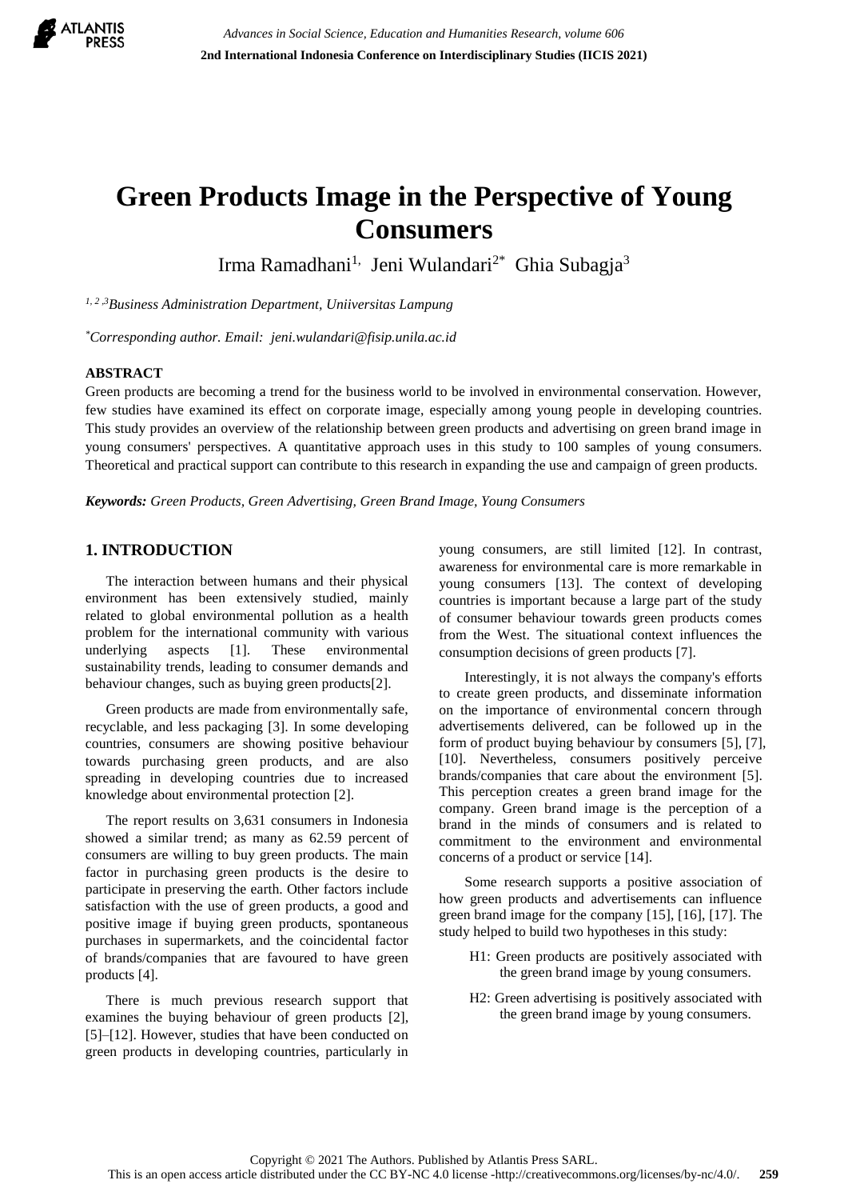# Green Products Image in the Perspective of Young Consumers

Irma Ramadhani[1], Jeni Wulandari[2*] Ghia Subagja[3]

[1, 2, 3] *Business Administration Department, Uniiversitas Lampung*

[*] *Corresponding author. Email: jeni.wulandari@fisip.unila.ac.id*

## ABSTRACT

Green products are becoming a trend for the business world to be involved in environmental conservation. However, few studies have examined its effect on corporate image, especially among young people in developing countries. This study provides an overview of the relationship between green products and advertising on green brand image in young consumers' perspectives. A quantitative approach uses in this study to 100 samples of young consumers. Theoretical and practical support can contribute to this research in expanding the use and campaign of green products.

***Keywords:*** *Green Products, Green Advertising, Green Brand Image, Young Consumers*

## 1. INTRODUCTION

The interaction between humans and their physical environment has been extensively studied, mainly related to global environmental pollution as a health problem for the international community with various underlying aspects [1]. These environmental sustainability trends, leading to consumer demands and behaviour changes, such as buying green products[2].

Green products are made from environmentally safe, recyclable, and less packaging [3]. In some developing countries, consumers are showing positive behaviour towards purchasing green products, and are also spreading in developing countries due to increased knowledge about environmental protection [2].

The report results on 3,631 consumers in Indonesia showed a similar trend; as many as 62.59 percent of consumers are willing to buy green products. The main factor in purchasing green products is the desire to participate in preserving the earth. Other factors include satisfaction with the use of green products, a good and positive image if buying green products, spontaneous purchases in supermarkets, and the coincidental factor of brands/companies that are favoured to have green products [4].

There is much previous research support that examines the buying behaviour of green products [2], [5]–[12]. However, studies that have been conducted on green products in developing countries, particularly in young consumers, are still limited [12]. In contrast, awareness for environmental care is more remarkable in young consumers [13]. The context of developing countries is important because a large part of the study of consumer behaviour towards green products comes from the West. The situational context influences the consumption decisions of green products [7].

Interestingly, it is not always the company's efforts to create green products, and disseminate information on the importance of environmental concern through advertisements delivered, can be followed up in the form of product buying behaviour by consumers [5], [7], [10]. Nevertheless, consumers positively perceive brands/companies that care about the environment [5]. This perception creates a green brand image for the company. Green brand image is the perception of a brand in the minds of consumers and is related to commitment to the environment and environmental concerns of a product or service [14].

Some research supports a positive association of how green products and advertisements can influence green brand image for the company [15], [16], [17]. The study helped to build two hypotheses in this study:

H1: Green products are positively associated with the green brand image by young consumers.

H2: Green advertising is positively associated with the green brand image by young consumers.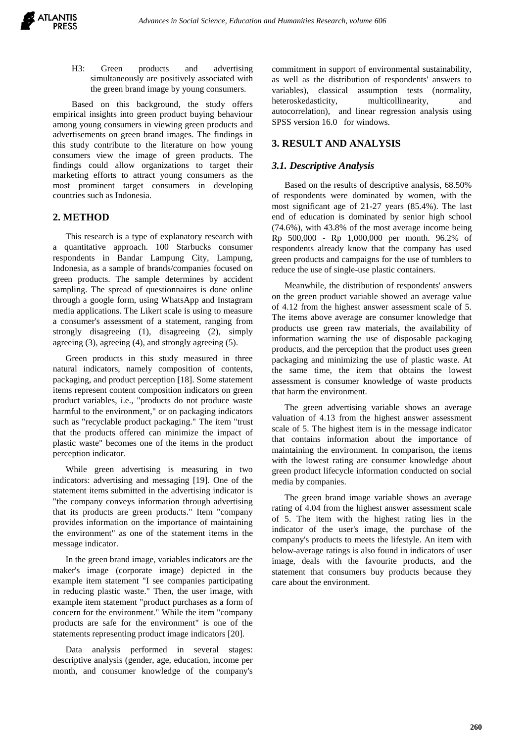H3: Green products and advertising simultaneously are positively associated with the green brand image by young consumers.

Based on this background, the study offers empirical insights into green product buying behaviour among young consumers in viewing green products and advertisements on green brand images. The findings in this study contribute to the literature on how young consumers view the image of green products. The findings could allow organizations to target their marketing efforts to attract young consumers as the most prominent target consumers in developing countries such as Indonesia.

## 2. METHOD

This research is a type of explanatory research with a quantitative approach. 100 Starbucks consumer respondents in Bandar Lampung City, Lampung, Indonesia, as a sample of brands/companies focused on green products. The sample determines by accident sampling. The spread of questionnaires is done online through a google form, using WhatsApp and Instagram media applications. The Likert scale is using to measure a consumer's assessment of a statement, ranging from strongly disagreeing (1), disagreeing (2), simply agreeing (3), agreeing (4), and strongly agreeing (5).

Green products in this study measured in three natural indicators, namely composition of contents, packaging, and product perception [18]. Some statement items represent content composition indicators on green product variables, i.e., "products do not produce waste harmful to the environment," or on packaging indicators such as "recyclable product packaging." The item "trust that the products offered can minimize the impact of plastic waste" becomes one of the items in the product perception indicator.

While green advertising is measuring in two indicators: advertising and messaging [19]. One of the statement items submitted in the advertising indicator is "the company conveys information through advertising that its products are green products." Item "company provides information on the importance of maintaining the environment" as one of the statement items in the message indicator.

In the green brand image, variables indicators are the maker's image (corporate image) depicted in the example item statement "I see companies participating in reducing plastic waste." Then, the user image, with example item statement "product purchases as a form of concern for the environment." While the item "company products are safe for the environment" is one of the statements representing product image indicators [20].

Data analysis performed in several stages: descriptive analysis (gender, age, education, income per month, and consumer knowledge of the company's commitment in support of environmental sustainability, as well as the distribution of respondents' answers to variables), classical assumption tests (normality, heteroskedasticity, multicollinearity, and autocorrelation), and linear regression analysis using SPSS version 16.0 for windows.

## 3. RESULT AND ANALYSIS

### 3.1. Descriptive Analysis

Based on the results of descriptive analysis, 68.50% of respondents were dominated by women, with the most significant age of 21-27 years (85.4%). The last end of education is dominated by senior high school (74.6%), with 43.8% of the most average income being Rp 500,000 - Rp 1,000,000 per month. 96.2% of respondents already know that the company has used green products and campaigns for the use of tumblers to reduce the use of single-use plastic containers.

Meanwhile, the distribution of respondents' answers on the green product variable showed an average value of 4.12 from the highest answer assessment scale of 5. The items above average are consumer knowledge that products use green raw materials, the availability of information warning the use of disposable packaging products, and the perception that the product uses green packaging and minimizing the use of plastic waste. At the same time, the item that obtains the lowest assessment is consumer knowledge of waste products that harm the environment.

The green advertising variable shows an average valuation of 4.13 from the highest answer assessment scale of 5. The highest item is in the message indicator that contains information about the importance of maintaining the environment. In comparison, the items with the lowest rating are consumer knowledge about green product lifecycle information conducted on social media by companies.

The green brand image variable shows an average rating of 4.04 from the highest answer assessment scale of 5. The item with the highest rating lies in the indicator of the user's image, the purchase of the company's products to meets the lifestyle. An item with below-average ratings is also found in indicators of user image, deals with the favourite products, and the statement that consumers buy products because they care about the environment.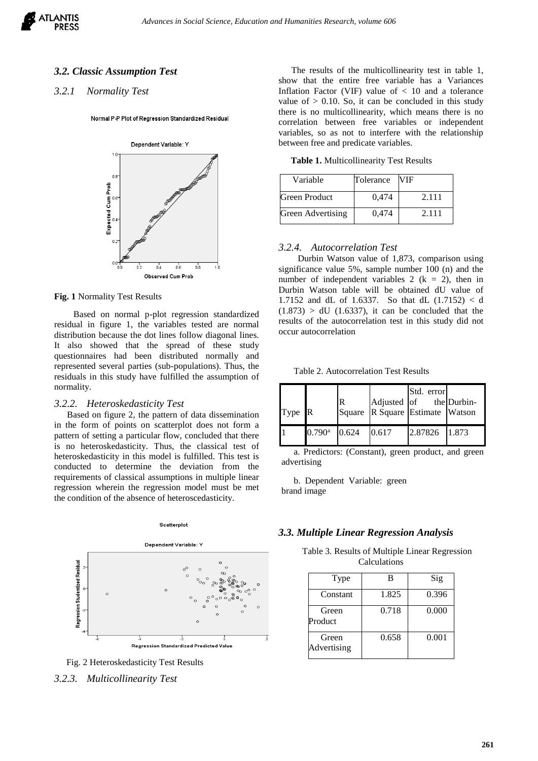### 3.2. Classic Assumption Test

#### 3.2.1 Normality Test

**Fig. 1** Normality Test Results

Based on normal p-plot regression standardized residual in figure 1, the variables tested are normal distribution because the dot lines follow diagonal lines. It also showed that the spread of these study questionnaires had been distributed normally and represented several parties (sub-populations). Thus, the residuals in this study have fulfilled the assumption of normality.

#### 3.2.2. Heteroskedasticity Test

Based on figure 2, the pattern of data dissemination in the form of points on scatterplot does not form a pattern of setting a particular flow, concluded that there is no heteroskedasticity. Thus, the classical test of heteroskedasticity in this model is fulfilled. This test is conducted to determine the deviation from the requirements of classical assumptions in multiple linear regression wherein the regression model must be met the condition of the absence of heteroscedasticity.

Fig. 2 Heteroskedasticity Test Results

#### 3.2.3. Multicollinearity Test

The results of the multicollinearity test in table 1, show that the entire free variable has a Variances Inflation Factor (VIF) value of < 10 and a tolerance value of > 0.10. So, it can be concluded in this study there is no multicollinearity, which means there is no correlation between free variables or independent variables, so as not to interfere with the relationship between free and predicate variables.

**Table 1.** Multicollinearity Test Results

| Variable | Tolerance | VIF |
| --- | --- | --- |
| Green Product | 0,474 | 2.111 |
| Green Advertising | 0,474 | 2.111 |

#### 3.2.4. Autocorrelation Test

Durbin Watson value of 1,873, comparison using significance value 5%, sample number 100 (n) and the number of independent variables 2 (k = 2), then in Durbin Watson table will be obtained dU value of 1.7152 and dL of 1.6337. So that dL (1.7152) < d (1.873) > dU (1.6337), it can be concluded that the results of the autocorrelation test in this study did not occur autocorrelation

Table 2. Autocorrelation Test Results

| Type | R | R Square | Adjusted R Square | Std. error of the Estimate | Durbin-Watson |
| --- | --- | --- | --- | --- | --- |
| 1 | 0.790[a] | 0.624 | 0.617 | 2.87826 | 1.873 |

a. Predictors: (Constant), green product, and green advertising

b. Dependent Variable: green brand image

### 3.3. Multiple Linear Regression Analysis

Table 3. Results of Multiple Linear Regression Calculations

| Type | B | Sig |
| --- | --- | --- |
| Constant | 1.825 | 0.396 |
| Green Product | 0.718 | 0.000 |
| Green Advertising | 0.658 | 0.001 |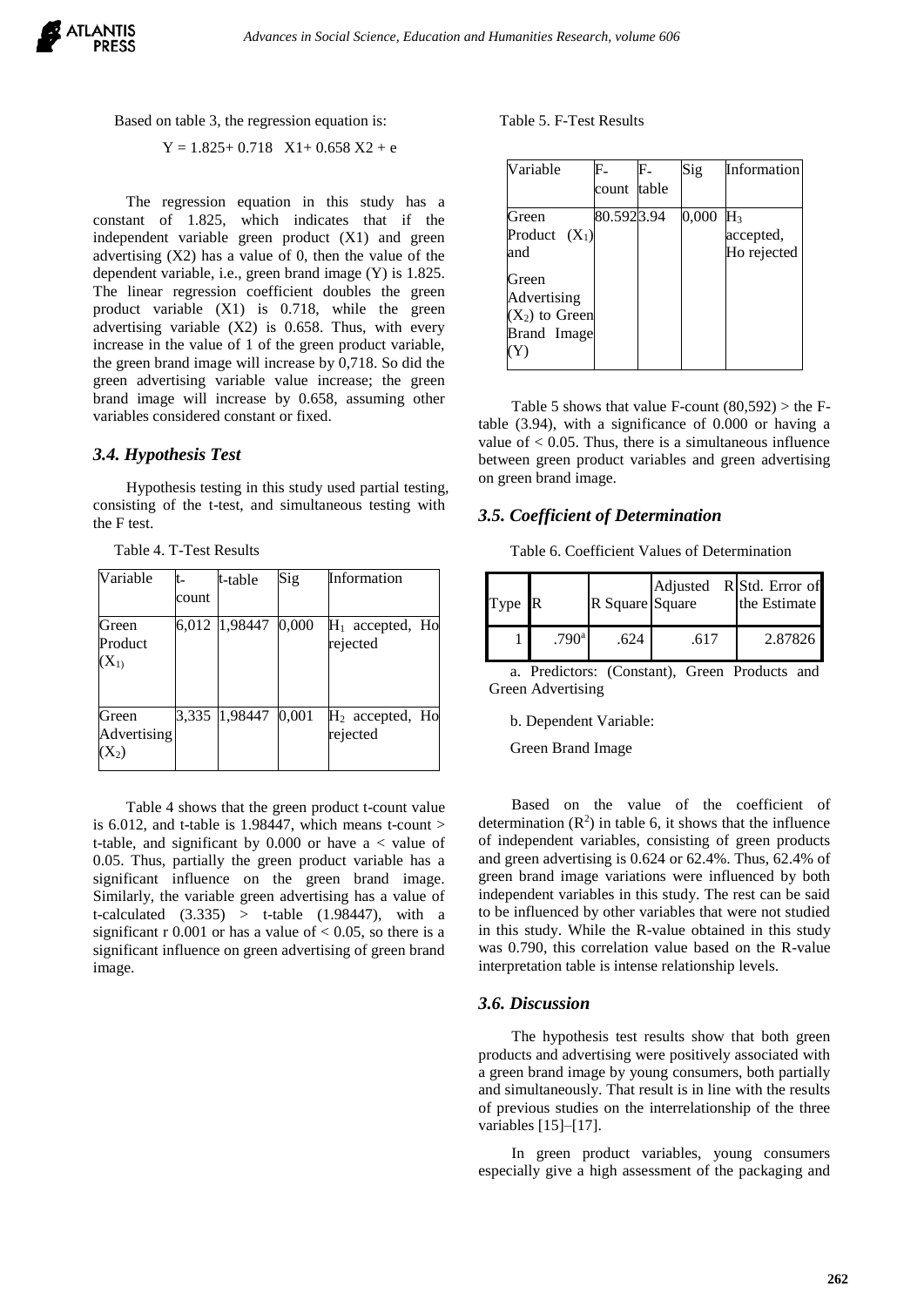Based on table 3, the regression equation is:

$$Y = 1.825 + 0.718 \;\; X1 + 0.658 \; X2 + e$$

The regression equation in this study has a constant of 1.825, which indicates that if the independent variable green product (X1) and green advertising (X2) has a value of 0, then the value of the dependent variable, i.e., green brand image (Y) is 1.825. The linear regression coefficient doubles the green product variable (X1) is 0.718, while the green advertising variable (X2) is 0.658. Thus, with every increase in the value of 1 of the green product variable, the green brand image will increase by 0,718. So did the green advertising variable value increase; the green brand image will increase by 0.658, assuming other variables considered constant or fixed.

### 3.4. Hypothesis Test

Hypothesis testing in this study used partial testing, consisting of the t-test, and simultaneous testing with the F test.

Table 4. T-Test Results

| Variable | t-count | t-table | Sig | Information |
|---|---|---|---|---|
| Green Product ($X_1$) | 6,012 | 1,98447 | 0,000 | $H_1$ accepted, Ho rejected |
| Green Advertising ($X_2$) | 3,335 | 1,98447 | 0,001 | $H_2$ accepted, Ho rejected |

Table 4 shows that the green product t-count value is 6.012, and t-table is 1.98447, which means t-count > t-table, and significant by 0.000 or have a < value of 0.05. Thus, partially the green product variable has a significant influence on the green brand image. Similarly, the variable green advertising has a value of t-calculated (3.335) > t-table (1.98447), with a significant r 0.001 or has a value of < 0.05, so there is a significant influence on green advertising of green brand image.

Table 5. F-Test Results

| Variable | F-count | F-table | Sig | Information |
|---|---|---|---|---|
| Green Product ($X_1$) and Green Advertising ($X_2$) to Green Brand Image (Y) | 80.592 | 3.94 | 0,000 | $H_3$ accepted, Ho rejected |

Table 5 shows that value F-count (80,592) > the F-table (3.94), with a significance of 0.000 or having a value of < 0.05. Thus, there is a simultaneous influence between green product variables and green advertising on green brand image.

### 3.5. Coefficient of Determination

Table 6. Coefficient Values of Determination

| Type | R | R Square | Adjusted R Square | Std. Error of the Estimate |
|---|---|---|---|---|
| 1 | .790[a] | .624 | .617 | 2.87826 |

a. Predictors: (Constant), Green Products and Green Advertising

b. Dependent Variable:

Green Brand Image

Based on the value of the coefficient of determination ($R^2$) in table 6, it shows that the influence of independent variables, consisting of green products and green advertising is 0.624 or 62.4%. Thus, 62.4% of green brand image variations were influenced by both independent variables in this study. The rest can be said to be influenced by other variables that were not studied in this study. While the R-value obtained in this study was 0.790, this correlation value based on the R-value interpretation table is intense relationship levels.

### 3.6. Discussion

The hypothesis test results show that both green products and advertising were positively associated with a green brand image by young consumers, both partially and simultaneously. That result is in line with the results of previous studies on the interrelationship of the three variables [15]–[17].

In green product variables, young consumers especially give a high assessment of the packaging and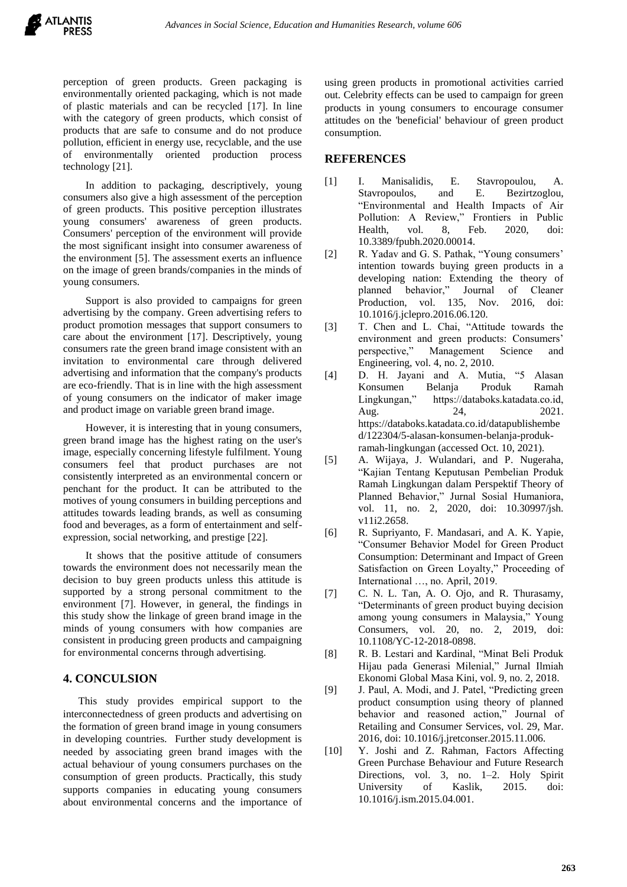perception of green products. Green packaging is environmentally oriented packaging, which is not made of plastic materials and can be recycled [17]. In line with the category of green products, which consist of products that are safe to consume and do not produce pollution, efficient in energy use, recyclable, and the use of environmentally oriented production process technology [21].

In addition to packaging, descriptively, young consumers also give a high assessment of the perception of green products. This positive perception illustrates young consumers' awareness of green products. Consumers' perception of the environment will provide the most significant insight into consumer awareness of the environment [5]. The assessment exerts an influence on the image of green brands/companies in the minds of young consumers.

Support is also provided to campaigns for green advertising by the company. Green advertising refers to product promotion messages that support consumers to care about the environment [17]. Descriptively, young consumers rate the green brand image consistent with an invitation to environmental care through delivered advertising and information that the company's products are eco-friendly. That is in line with the high assessment of young consumers on the indicator of maker image and product image on variable green brand image.

However, it is interesting that in young consumers, green brand image has the highest rating on the user's image, especially concerning lifestyle fulfilment. Young consumers feel that product purchases are not consistently interpreted as an environmental concern or penchant for the product. It can be attributed to the motives of young consumers in building perceptions and attitudes towards leading brands, as well as consuming food and beverages, as a form of entertainment and self-expression, social networking, and prestige [22].

It shows that the positive attitude of consumers towards the environment does not necessarily mean the decision to buy green products unless this attitude is supported by a strong personal commitment to the environment [7]. However, in general, the findings in this study show the linkage of green brand image in the minds of young consumers with how companies are consistent in producing green products and campaigning for environmental concerns through advertising.

## 4. CONCULSION

This study provides empirical support to the interconnectedness of green products and advertising on the formation of green brand image in young consumers in developing countries. Further study development is needed by associating green brand images with the actual behaviour of young consumers purchases on the consumption of green products. Practically, this study supports companies in educating young consumers about environmental concerns and the importance of using green products in promotional activities carried out. Celebrity effects can be used to campaign for green products in young consumers to encourage consumer attitudes on the 'beneficial' behaviour of green product consumption.

## REFERENCES

[1] I. Manisalidis, E. Stavropoulou, A. Stavropoulos, and E. Bezirtzoglou, "Environmental and Health Impacts of Air Pollution: A Review," Frontiers in Public Health, vol. 8, Feb. 2020, doi: 10.3389/fpubh.2020.00014.

[2] R. Yadav and G. S. Pathak, "Young consumers' intention towards buying green products in a developing nation: Extending the theory of planned behavior," Journal of Cleaner Production, vol. 135, Nov. 2016, doi: 10.1016/j.jclepro.2016.06.120.

[3] T. Chen and L. Chai, "Attitude towards the environment and green products: Consumers' perspective," Management Science and Engineering, vol. 4, no. 2, 2010.

[4] D. H. Jayani and A. Mutia, "5 Alasan Konsumen Belanja Produk Ramah Lingkungan," https://databoks.katadata.co.id, Aug. 24, 2021. https://databoks.katadata.co.id/datapublishembed/122304/5-alasan-konsumen-belanja-produk-ramah-lingkungan (accessed Oct. 10, 2021).

[5] A. Wijaya, J. Wulandari, and P. Nugeraha, "Kajian Tentang Keputusan Pembelian Produk Ramah Lingkungan dalam Perspektif Theory of Planned Behavior," Jurnal Sosial Humaniora, vol. 11, no. 2, 2020, doi: 10.30997/jsh. v11i2.2658.

[6] R. Supriyanto, F. Mandasari, and A. K. Yapie, "Consumer Behavior Model for Green Product Consumption: Determinant and Impact of Green Satisfaction on Green Loyalty," Proceeding of International …, no. April, 2019.

[7] C. N. L. Tan, A. O. Ojo, and R. Thurasamy, "Determinants of green product buying decision among young consumers in Malaysia," Young Consumers, vol. 20, no. 2, 2019, doi: 10.1108/YC-12-2018-0898.

[8] R. B. Lestari and Kardinal, "Minat Beli Produk Hijau pada Generasi Milenial," Jurnal Ilmiah Ekonomi Global Masa Kini, vol. 9, no. 2, 2018.

[9] J. Paul, A. Modi, and J. Patel, "Predicting green product consumption using theory of planned behavior and reasoned action," Journal of Retailing and Consumer Services, vol. 29, Mar. 2016, doi: 10.1016/j.jretconser.2015.11.006.

[10] Y. Joshi and Z. Rahman, Factors Affecting Green Purchase Behaviour and Future Research Directions, vol. 3, no. 1–2. Holy Spirit University of Kaslik, 2015. doi: 10.1016/j.ism.2015.04.001.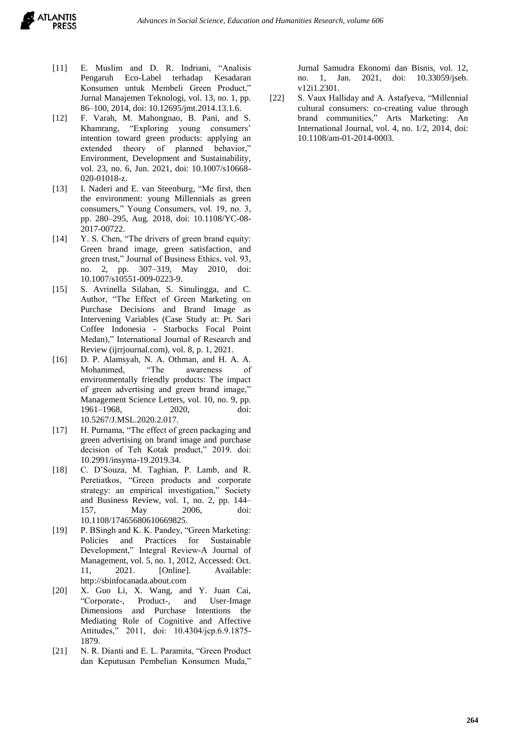[11] E. Muslim and D. R. Indriani, "Analisis Pengaruh Eco-Label terhadap Kesadaran Konsumen untuk Membeli Green Product," Jurnal Manajemen Teknologi, vol. 13, no. 1, pp. 86–100, 2014, doi: 10.12695/jmt.2014.13.1.6.

[12] F. Varah, M. Mahongnao, B. Pani, and S. Khamrang, "Exploring young consumers' intention toward green products: applying an extended theory of planned behavior," Environment, Development and Sustainability, vol. 23, no. 6, Jun. 2021, doi: 10.1007/s10668-020-01018-z.

[13] I. Naderi and E. van Steenburg, "Me first, then the environment: young Millennials as green consumers," Young Consumers, vol. 19, no. 3, pp. 280–295, Aug. 2018, doi: 10.1108/YC-08-2017-00722.

[14] Y. S. Chen, "The drivers of green brand equity: Green brand image, green satisfaction, and green trust," Journal of Business Ethics, vol. 93, no. 2, pp. 307–319, May 2010, doi: 10.1007/s10551-009-0223-9.

[15] S. Avrinella Silaban, S. Sinulingga, and C. Author, "The Effect of Green Marketing on Purchase Decisions and Brand Image as Intervening Variables (Case Study at: Pt. Sari Coffee Indonesia - Starbucks Focal Point Medan)," International Journal of Research and Review (ijrrjournal.com), vol. 8, p. 1, 2021.

[16] D. P. Alamsyah, N. A. Othman, and H. A. A. Mohammed, "The awareness of environmentally friendly products: The impact of green advertising and green brand image," Management Science Letters, vol. 10, no. 9, pp. 1961–1968, 2020, doi: 10.5267/J.MSL.2020.2.017.

[17] H. Purnama, "The effect of green packaging and green advertising on brand image and purchase decision of Teh Kotak product," 2019. doi: 10.2991/insyma-19.2019.34.

[18] C. D'Souza, M. Taghian, P. Lamb, and R. Peretiatkos, "Green products and corporate strategy: an empirical investigation," Society and Business Review, vol. 1, no. 2, pp. 144–157, May 2006, doi: 10.1108/17465680610669825.

[19] P. BSingh and K. K. Pandey, "Green Marketing: Policies and Practices for Sustainable Development," Integral Review-A Journal of Management, vol. 5, no. 1, 2012, Accessed: Oct. 11, 2021. [Online]. Available: http://sbinfocanada.about.com

[20] X. Guo Li, X. Wang, and Y. Juan Cai, "Corporate-, Product-, and User-Image Dimensions and Purchase Intentions the Mediating Role of Cognitive and Affective Attitudes," 2011, doi: 10.4304/jcp.6.9.1875-1879.

[21] N. R. Dianti and E. L. Paramita, "Green Product dan Keputusan Pembelian Konsumen Muda," Jurnal Samudra Ekonomi dan Bisnis, vol. 12, no. 1, Jan. 2021, doi: 10.33059/jseb.v12i1.2301.

[22] S. Vaux Halliday and A. Astafyeva, "Millennial cultural consumers: co-creating value through brand communities," Arts Marketing: An International Journal, vol. 4, no. 1/2, 2014, doi: 10.1108/am-01-2014-0003.